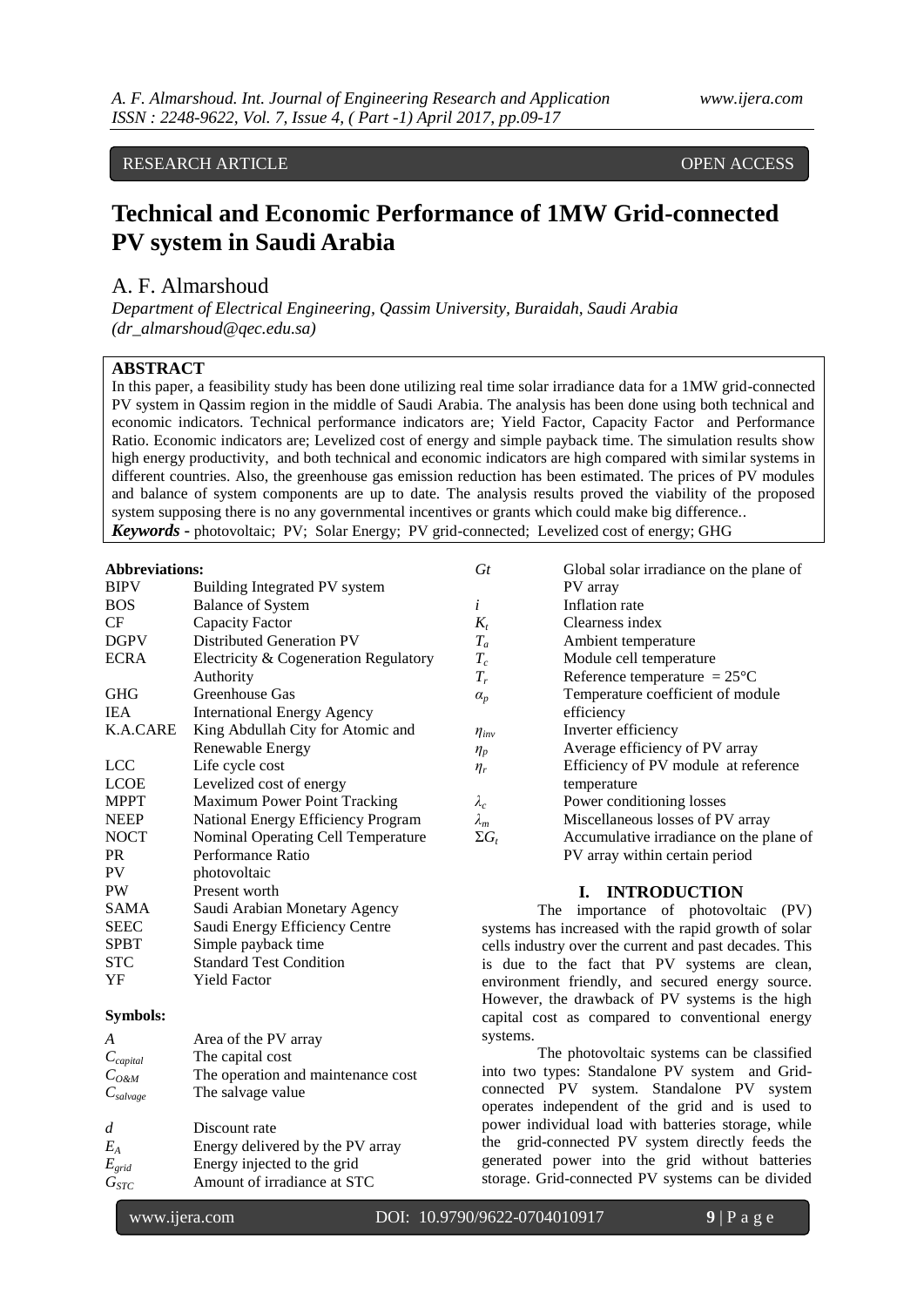RESEARCH ARTICLE OPEN ACCESS

# Technical and Economic Performance of 1MW Grid-connected PV system in Saudi Arabia

A. F. Almarshoud

*Department of Electrical Engineering, Qassim University, Buraidah, Saudi Arabia (dr_almarshoud@qec.edu.sa)*

**ABSTRACT**

In this paper, a feasibility study has been done utilizing real time solar irradiance data for a 1MW grid-connected PV system in Qassim region in the middle of Saudi Arabia. The analysis has been done using both technical and economic indicators. Technical performance indicators are; Yield Factor, Capacity Factor and Performance Ratio. Economic indicators are; Levelized cost of energy and simple payback time. The simulation results show high energy productivity, and both technical and economic indicators are high compared with similar systems in different countries. Also, the greenhouse gas emission reduction has been estimated. The prices of PV modules and balance of system components are up to date. The analysis results proved the viability of the proposed system supposing there is no any governmental incentives or grants which could make big difference..

***Keywords -*** photovoltaic; PV; Solar Energy; PV grid-connected; Levelized cost of energy; GHG

**Abbreviations:**

| | |
|---|---|
| BIPV | Building Integrated PV system |
| BOS | Balance of System |
| CF | Capacity Factor |
| DGPV | Distributed Generation PV |
| ECRA | Electricity & Cogeneration Regulatory Authority |
| GHG | Greenhouse Gas |
| IEA | International Energy Agency |
| K.A.CARE | King Abdullah City for Atomic and Renewable Energy |
| LCC | Life cycle cost |
| LCOE | Levelized cost of energy |
| MPPT | Maximum Power Point Tracking |
| NEEP | National Energy Efficiency Program |
| NOCT | Nominal Operating Cell Temperature |
| PR | Performance Ratio |
| PV | photovoltaic |
| PW | Present worth |
| SAMA | Saudi Arabian Monetary Agency |
| SEEC | Saudi Energy Efficiency Centre |
| SPBT | Simple payback time |
| STC | Standard Test Condition |
| YF | Yield Factor |

**Symbols:**

| | |
|---|---|
| $A$ | Area of the PV array |
| $C_{capital}$ | The capital cost |
| $C_{O\&M}$ | The operation and maintenance cost |
| $C_{salvage}$ | The salvage value |
| $d$ | Discount rate |
| $E_A$ | Energy delivered by the PV array |
| $E_{grid}$ | Energy injected to the grid |
| $G_{STC}$ | Amount of irradiance at STC |
| $Gt$ | Global solar irradiance on the plane of PV array |
| $i$ | Inflation rate |
| $K_t$ | Clearness index |
| $T_a$ | Ambient temperature |
| $T_c$ | Module cell temperature |
| $T_r$ | Reference temperature = 25°C |
| $\alpha_p$ | Temperature coefficient of module efficiency |
| $\eta_{inv}$ | Inverter efficiency |
| $\eta_p$ | Average efficiency of PV array |
| $\eta_r$ | Efficiency of PV module at reference temperature |
| $\lambda_c$ | Power conditioning losses |
| $\lambda_m$ | Miscellaneous losses of PV array |
| $\Sigma G_t$ | Accumulative irradiance on the plane of PV array within certain period |

## I. INTRODUCTION

The importance of photovoltaic (PV) systems has increased with the rapid growth of solar cells industry over the current and past decades. This is due to the fact that PV systems are clean, environment friendly, and secured energy source. However, the drawback of PV systems is the high capital cost as compared to conventional energy systems.

The photovoltaic systems can be classified into two types: Standalone PV system and Grid-connected PV system. Standalone PV system operates independent of the grid and is used to power individual load with batteries storage, while the grid-connected PV system directly feeds the generated power into the grid without batteries storage. Grid-connected PV systems can be divided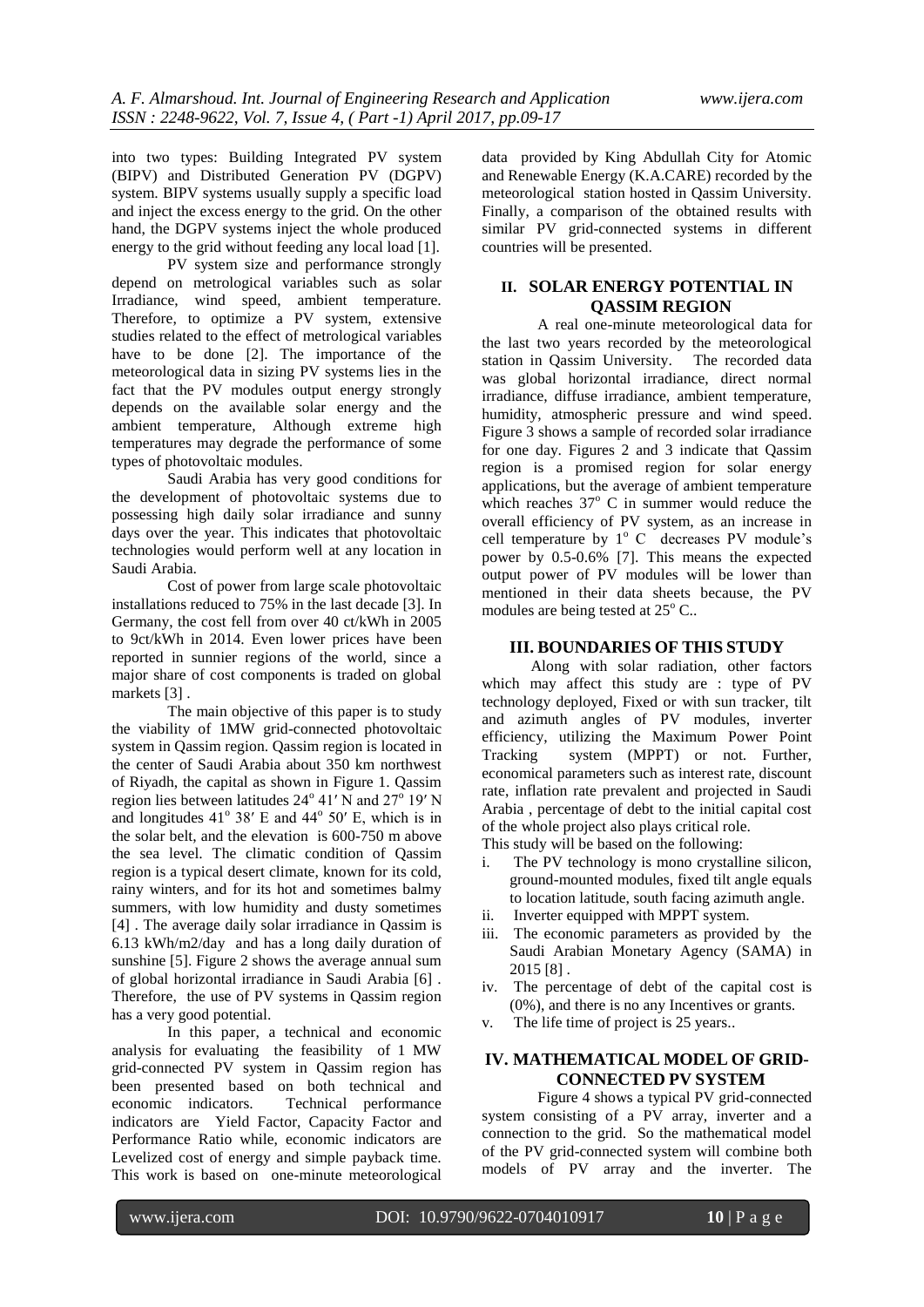into two types: Building Integrated PV system (BIPV) and Distributed Generation PV (DGPV) system. BIPV systems usually supply a specific load and inject the excess energy to the grid. On the other hand, the DGPV systems inject the whole produced energy to the grid without feeding any local load [1].

PV system size and performance strongly depend on metrological variables such as solar Irradiance, wind speed, ambient temperature. Therefore, to optimize a PV system, extensive studies related to the effect of metrological variables have to be done [2]. The importance of the meteorological data in sizing PV systems lies in the fact that the PV modules output energy strongly depends on the available solar energy and the ambient temperature, Although extreme high temperatures may degrade the performance of some types of photovoltaic modules.

Saudi Arabia has very good conditions for the development of photovoltaic systems due to possessing high daily solar irradiance and sunny days over the year. This indicates that photovoltaic technologies would perform well at any location in Saudi Arabia.

Cost of power from large scale photovoltaic installations reduced to 75% in the last decade [3]. In Germany, the cost fell from over 40 ct/kWh in 2005 to 9ct/kWh in 2014. Even lower prices have been reported in sunnier regions of the world, since a major share of cost components is traded on global markets [3] .

The main objective of this paper is to study the viability of 1MW grid-connected photovoltaic system in Qassim region. Qassim region is located in the center of Saudi Arabia about 350 km northwest of Riyadh, the capital as shown in Figure 1. Qassim region lies between latitudes $24^{o}$ 41′ N and $27^{o}$ 19′ N and longitudes $41^{o}$ 38′ E and $44^{o}$ 50′ E, which is in the solar belt, and the elevation is 600-750 m above the sea level. The climatic condition of Qassim region is a typical desert climate, known for its cold, rainy winters, and for its hot and sometimes balmy summers, with low humidity and dusty sometimes [4] . The average daily solar irradiance in Qassim is 6.13 kWh/m2/day and has a long daily duration of sunshine [5]. Figure 2 shows the average annual sum of global horizontal irradiance in Saudi Arabia [6] . Therefore, the use of PV systems in Qassim region has a very good potential.

In this paper, a technical and economic analysis for evaluating the feasibility of 1 MW grid-connected PV system in Qassim region has been presented based on both technical and economic indicators. Technical performance indicators are Yield Factor, Capacity Factor and Performance Ratio while, economic indicators are Levelized cost of energy and simple payback time. This work is based on one-minute meteorological data provided by King Abdullah City for Atomic and Renewable Energy (K.A.CARE) recorded by the meteorological station hosted in Qassim University. Finally, a comparison of the obtained results with similar PV grid-connected systems in different countries will be presented.

## II. SOLAR ENERGY POTENTIAL IN QASSIM REGION

A real one-minute meteorological data for the last two years recorded by the meteorological station in Qassim University. The recorded data was global horizontal irradiance, direct normal irradiance, diffuse irradiance, ambient temperature, humidity, atmospheric pressure and wind speed. Figure 3 shows a sample of recorded solar irradiance for one day. Figures 2 and 3 indicate that Qassim region is a promised region for solar energy applications, but the average of ambient temperature which reaches $37^{o}$ C in summer would reduce the overall efficiency of PV system, as an increase in cell temperature by $1^{o}$ C decreases PV module's power by 0.5-0.6% [7]. This means the expected output power of PV modules will be lower than mentioned in their data sheets because, the PV modules are being tested at $25^{o}$ C..

## III. BOUNDARIES OF THIS STUDY

Along with solar radiation, other factors which may affect this study are : type of PV technology deployed, Fixed or with sun tracker, tilt and azimuth angles of PV modules, inverter efficiency, utilizing the Maximum Power Point Tracking system (MPPT) or not. Further, economical parameters such as interest rate, discount rate, inflation rate prevalent and projected in Saudi Arabia , percentage of debt to the initial capital cost of the whole project also plays critical role.

This study will be based on the following:

i. The PV technology is mono crystalline silicon, ground-mounted modules, fixed tilt angle equals to location latitude, south facing azimuth angle.
ii. Inverter equipped with MPPT system.
iii. The economic parameters as provided by the Saudi Arabian Monetary Agency (SAMA) in 2015 [8] .
iv. The percentage of debt of the capital cost is (0%), and there is no any Incentives or grants.
v. The life time of project is 25 years..

## IV. MATHEMATICAL MODEL OF GRID-CONNECTED PV SYSTEM

Figure 4 shows a typical PV grid-connected system consisting of a PV array, inverter and a connection to the grid. So the mathematical model of the PV grid-connected system will combine both models of PV array and the inverter. The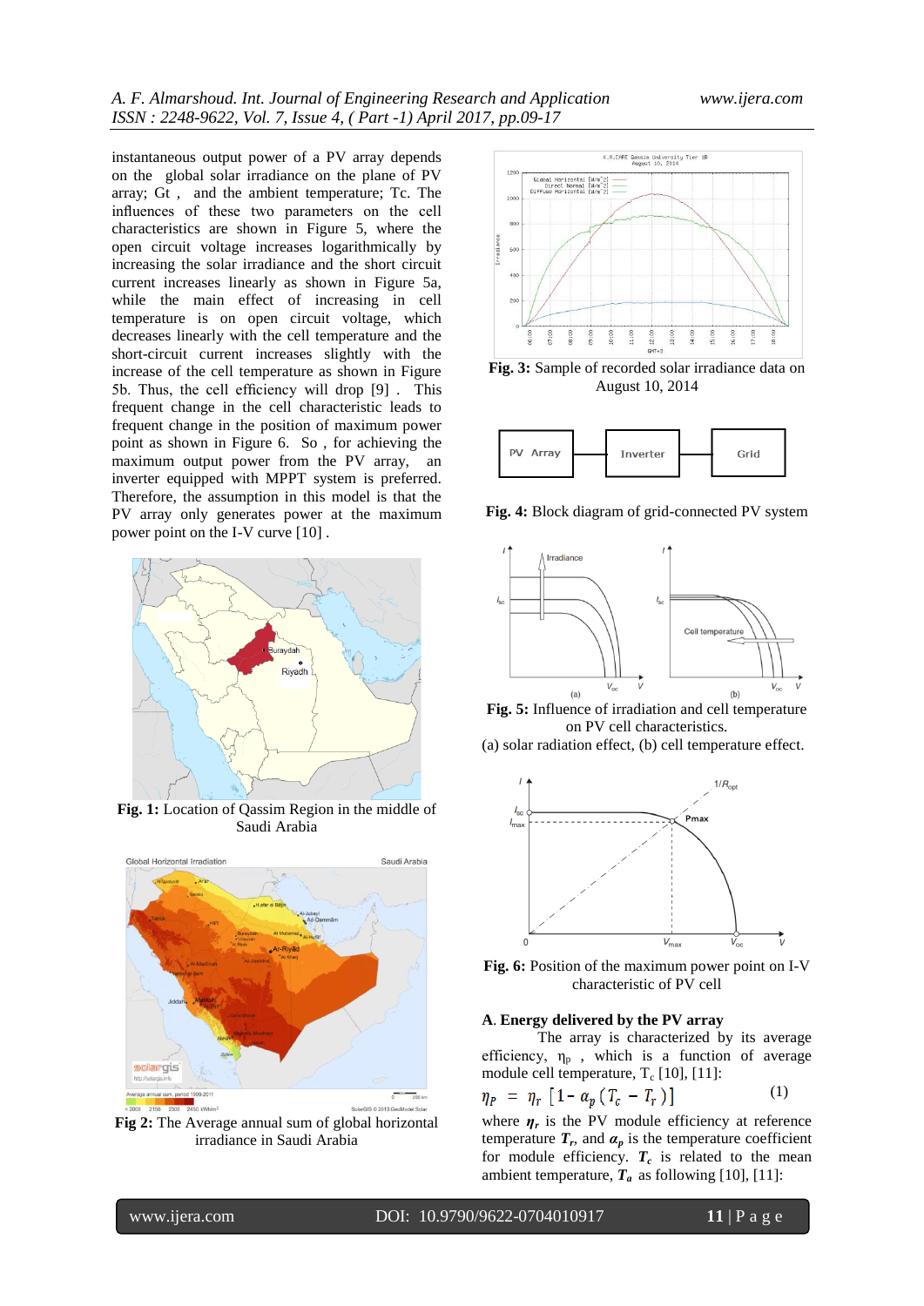instantaneous output power of a PV array depends on the global solar irradiance on the plane of PV array; Gt , and the ambient temperature; Tc. The influences of these two parameters on the cell characteristics are shown in Figure 5, where the open circuit voltage increases logarithmically by increasing the solar irradiance and the short circuit current increases linearly as shown in Figure 5a, while the main effect of increasing in cell temperature is on open circuit voltage, which decreases linearly with the cell temperature and the short-circuit current increases slightly with the increase of the cell temperature as shown in Figure 5b. Thus, the cell efficiency will drop [9] . This frequent change in the cell characteristic leads to frequent change in the position of maximum power point as shown in Figure 6. So , for achieving the maximum output power from the PV array, an inverter equipped with MPPT system is preferred. Therefore, the assumption in this model is that the PV array only generates power at the maximum power point on the I-V curve [10] .

**Fig. 1:** Location of Qassim Region in the middle of Saudi Arabia

**Fig 2:** The Average annual sum of global horizontal irradiance in Saudi Arabia

**Fig. 3:** Sample of recorded solar irradiance data on August 10, 2014

**Fig. 4:** Block diagram of grid-connected PV system

**Fig. 5:** Influence of irradiation and cell temperature on PV cell characteristics.
(a) solar radiation effect, (b) cell temperature effect.

**Fig. 6:** Position of the maximum power point on I-V characteristic of PV cell

### A. Energy delivered by the PV array

The array is characterized by its average efficiency, $\eta_p$ , which is a function of average module cell temperature, $T_c$ [10], [11]:

$$\eta_P = \eta_r \left[ 1 - \alpha_p \left( T_c - T_r \right) \right] \qquad (1)$$

where $\boldsymbol{\eta_r}$ is the PV module efficiency at reference temperature $\boldsymbol{T_r}$, and $\boldsymbol{\alpha_p}$ is the temperature coefficient for module efficiency. $\boldsymbol{T_c}$ is related to the mean ambient temperature, $\boldsymbol{T_a}$ as following [10], [11]: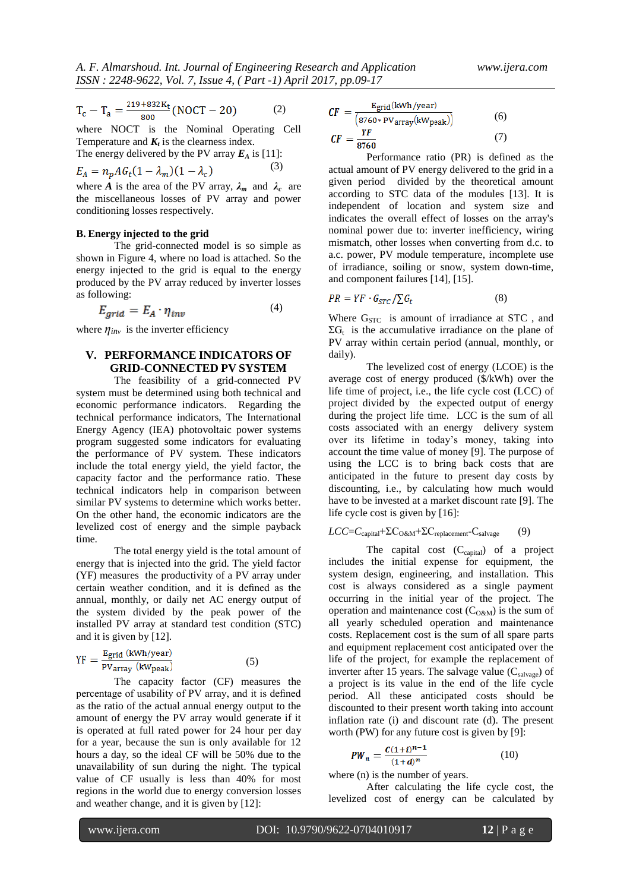$$T_c - T_a = \frac{219+832K_t}{800}(NOCT - 20) \quad (2)$$

where NOCT is the Nominal Operating Cell Temperature and $K_t$ is the clearness index.

The energy delivered by the PV array $E_A$ is [11]:

$$E_A = n_p A G_t (1 - \lambda_m)(1 - \lambda_c) \quad (3)$$

where $A$ is the area of the PV array, $\lambda_m$ and $\lambda_c$ are the miscellaneous losses of PV array and power conditioning losses respectively.

**B. Energy injected to the grid**

The grid-connected model is so simple as shown in Figure 4, where no load is attached. So the energy injected to the grid is equal to the energy produced by the PV array reduced by inverter losses as following:

$$E_{grid} = E_A \cdot \eta_{inv} \quad (4)$$

where $\eta_{inv}$ is the inverter efficiency

## V. PERFORMANCE INDICATORS OF GRID-CONNECTED PV SYSTEM

The feasibility of a grid-connected PV system must be determined using both technical and economic performance indicators. Regarding the technical performance indicators, The International Energy Agency (IEA) photovoltaic power systems program suggested some indicators for evaluating the performance of PV system. These indicators include the total energy yield, the yield factor, the capacity factor and the performance ratio. These technical indicators help in comparison between similar PV systems to determine which works better. On the other hand, the economic indicators are the levelized cost of energy and the simple payback time.

The total energy yield is the total amount of energy that is injected into the grid. The yield factor (YF) measures the productivity of a PV array under certain weather condition, and it is defined as the annual, monthly, or daily net AC energy output of the system divided by the peak power of the installed PV array at standard test condition (STC) and it is given by [12].

$$YF = \frac{E_{grid}\ (kWh/year)}{PV_{array}\ (kW_{peak})} \quad (5)$$

The capacity factor (CF) measures the percentage of usability of PV array, and it is defined as the ratio of the actual annual energy output to the amount of energy the PV array would generate if it is operated at full rated power for 24 hour per day for a year, because the sun is only available for 12 hours a day, so the ideal CF will be 50% due to the unavailability of sun during the night. The typical value of CF usually is less than 40% for most regions in the world due to energy conversion losses and weather change, and it is given by [12]:

$$CF = \frac{E_{grid}(kWh/year)}{(8760 * PV_{array}(kW_{peak}))} \quad (6)$$

$$CF = \frac{YF}{8760} \quad (7)$$

Performance ratio (PR) is defined as the actual amount of PV energy delivered to the grid in a given period divided by the theoretical amount according to STC data of the modules [13]. It is independent of location and system size and indicates the overall effect of losses on the array's nominal power due to: inverter inefficiency, wiring mismatch, other losses when converting from d.c. to a.c. power, PV module temperature, incomplete use of irradiance, soiling or snow, system down-time, and component failures [14], [15].

$$PR = YF \cdot G_{STC} / \sum G_t \quad (8)$$

Where $G_{STC}$ is amount of irradiance at STC , and $\Sigma G_t$ is the accumulative irradiance on the plane of PV array within certain period (annual, monthly, or daily).

The levelized cost of energy (LCOE) is the average cost of energy produced ($/kWh) over the life time of project, i.e., the life cycle cost (LCC) of project divided by the expected output of energy during the project life time. LCC is the sum of all costs associated with an energy delivery system over its lifetime in today's money, taking into account the time value of money [9]. The purpose of using the LCC is to bring back costs that are anticipated in the future to present day costs by discounting, i.e., by calculating how much would have to be invested at a market discount rate [9]. The life cycle cost is given by [16]:

$$LCC = C_{capital} + \Sigma C_{O\&M} + \Sigma C_{replacement} - C_{salvage} \quad (9)$$

The capital cost ($C_{capital}$) of a project includes the initial expense for equipment, the system design, engineering, and installation. This cost is always considered as a single payment occurring in the initial year of the project. The operation and maintenance cost ($C_{O\&M}$) is the sum of all yearly scheduled operation and maintenance costs. Replacement cost is the sum of all spare parts and equipment replacement cost anticipated over the life of the project, for example the replacement of inverter after 15 years. The salvage value ($C_{salvage}$) of a project is its value in the end of the life cycle period. All these anticipated costs should be discounted to their present worth taking into account inflation rate (i) and discount rate (d). The present worth (PW) for any future cost is given by [9]:

$$PW_n = \frac{C(1+i)^{n-1}}{(1+d)^n} \quad (10)$$

where (n) is the number of years.

After calculating the life cycle cost, the levelized cost of energy can be calculated by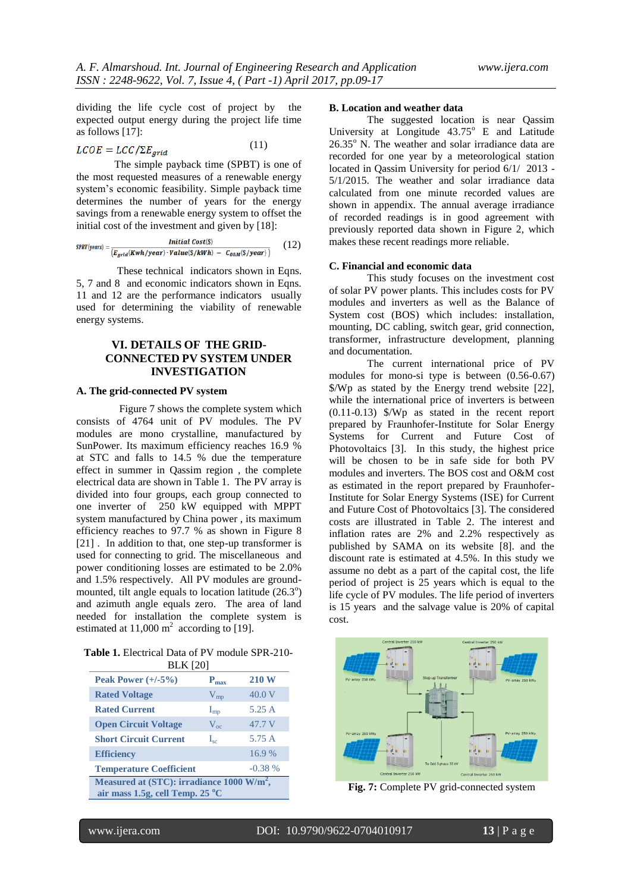dividing the life cycle cost of project by the expected output energy during the project life time as follows [17]:

$$LCOE = LCC/\Sigma E_{grid} \tag{11}$$

The simple payback time (SPBT) is one of the most requested measures of a renewable energy system's economic feasibility. Simple payback time determines the number of years for the energy savings from a renewable energy system to offset the initial cost of the investment and given by [18]:

$$SPBT(years) = \frac{Initial\ Cost(\$)}{\left(E_{grid}(Kwh/year) \cdot Value(\$/kWh) - C_{O\&M}(\$/year)\right)} \tag{12}$$

These technical indicators shown in Eqns. 5, 7 and 8 and economic indicators shown in Eqns. 11 and 12 are the performance indicators usually used for determining the viability of renewable energy systems.

## VI. DETAILS OF THE GRID-CONNECTED PV SYSTEM UNDER INVESTIGATION

### A. The grid-connected PV system

Figure 7 shows the complete system which consists of 4764 unit of PV modules. The PV modules are mono crystalline, manufactured by SunPower. Its maximum efficiency reaches 16.9 % at STC and falls to 14.5 % due the temperature effect in summer in Qassim region , the complete electrical data are shown in Table 1. The PV array is divided into four groups, each group connected to one inverter of 250 kW equipped with MPPT system manufactured by China power , its maximum efficiency reaches to 97.7 % as shown in Figure 8 [21] . In addition to that, one step-up transformer is used for connecting to grid. The miscellaneous and power conditioning losses are estimated to be 2.0% and 1.5% respectively. All PV modules are ground-mounted, tilt angle equals to location latitude (26.3$^{o}$) and azimuth angle equals zero. The area of land needed for installation the complete system is estimated at 11,000 m$^2$ according to [19].

**Table 1.** Electrical Data of PV module SPR-210-BLK [20]

| | | |
|---|---|---|
| **Peak Power (+/-5%)** | **$P_{max}$** | **210 W** |
| **Rated Voltage** | $V_{mp}$ | 40.0 V |
| **Rated Current** | $I_{mp}$ | 5.25 A |
| **Open Circuit Voltage** | $V_{oc}$ | 47.7 V |
| **Short Circuit Current** | $I_{sc}$ | 5.75 A |
| **Efficiency** | | 16.9 % |
| **Temperature Coefficient** | | -0.38 % |
| **Measured at (STC): irradiance 1000 W/m$^2$, air mass 1.5g, cell Temp. 25 $^{o}$C** | | |

### B. Location and weather data

The suggested location is near Qassim University at Longitude 43.75$^{o}$ E and Latitude 26.35$^{o}$ N. The weather and solar irradiance data are recorded for one year by a meteorological station located in Qassim University for period 6/1/ 2013 - 5/1/2015. The weather and solar irradiance data calculated from one minute recorded values are shown in appendix. The annual average irradiance of recorded readings is in good agreement with previously reported data shown in Figure 2, which makes these recent readings more reliable.

### C. Financial and economic data

This study focuses on the investment cost of solar PV power plants. This includes costs for PV modules and inverters as well as the Balance of System cost (BOS) which includes: installation, mounting, DC cabling, switch gear, grid connection, transformer, infrastructure development, planning and documentation.

The current international price of PV modules for mono-si type is between (0.56-0.67) \$/Wp as stated by the Energy trend website [22], while the international price of inverters is between (0.11-0.13) \$/Wp as stated in the recent report prepared by Fraunhofer-Institute for Solar Energy Systems for Current and Future Cost of Photovoltaics [3]. In this study, the highest price will be chosen to be in safe side for both PV modules and inverters. The BOS cost and O&M cost as estimated in the report prepared by Fraunhofer-Institute for Solar Energy Systems (ISE) for Current and Future Cost of Photovoltaics [3]. The considered costs are illustrated in Table 2. The interest and inflation rates are 2% and 2.2% respectively as published by SAMA on its website [8]. and the discount rate is estimated at 4.5%. In this study we assume no debt as a part of the capital cost, the life period of project is 25 years which is equal to the life cycle of PV modules. The life period of inverters is 15 years and the salvage value is 20% of capital cost.

**Fig. 7:** Complete PV grid-connected system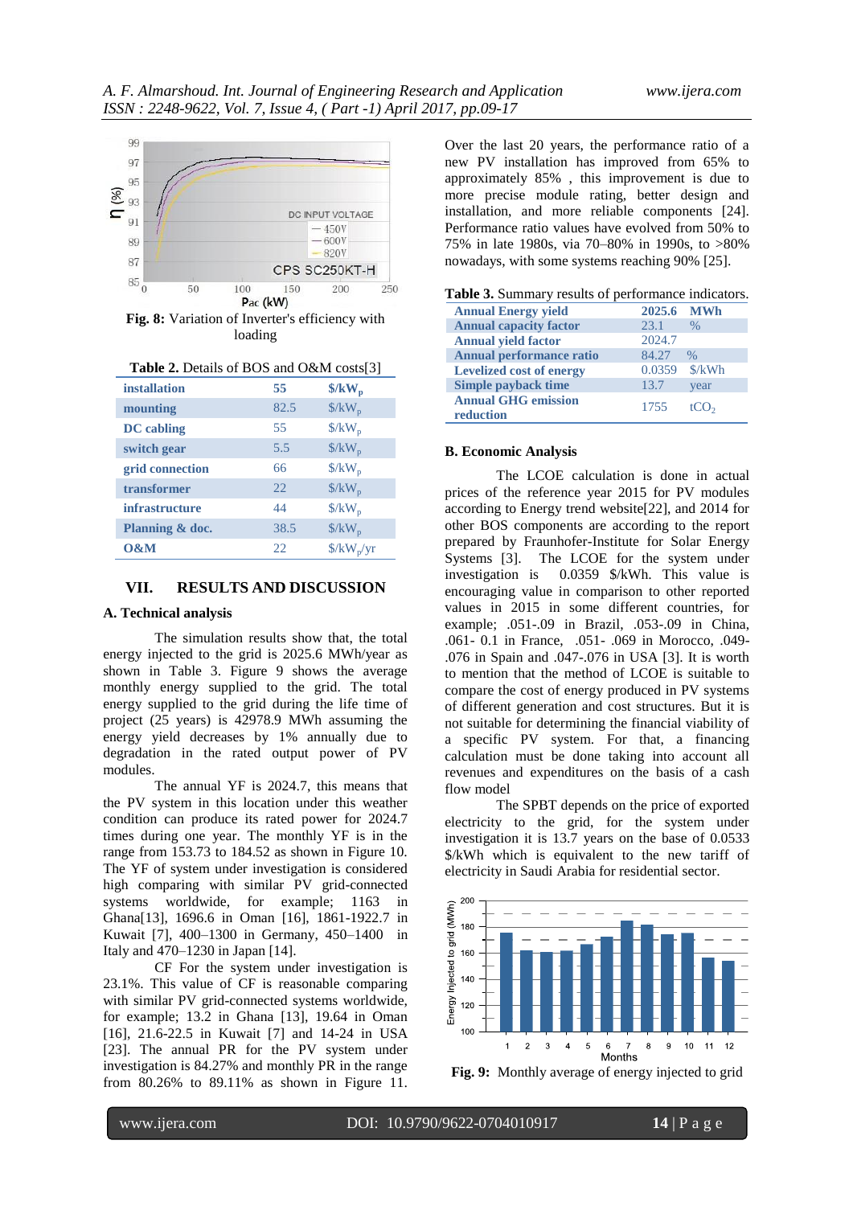Fig. 8: Variation of Inverter's efficiency with loading

**Table 2.** Details of BOS and O&M costs[3]

| | | |
|---|---|---|
| installation | 55 | $/kW_p$ |
| mounting | 82.5 | $/kW_p$ |
| DC cabling | 55 | $/kW_p$ |
| switch gear | 5.5 | $/kW_p$ |
| grid connection | 66 | $/kW_p$ |
| transformer | 22 | $/kW_p$ |
| infrastructure | 44 | $/kW_p$ |
| Planning & doc. | 38.5 | $/kW_p$ |
| O&M | 22 | $/kW_p/yr$ |

## VII. RESULTS AND DISCUSSION

### A. Technical analysis

The simulation results show that, the total energy injected to the grid is 2025.6 MWh/year as shown in Table 3. Figure 9 shows the average monthly energy supplied to the grid. The total energy supplied to the grid during the life time of project (25 years) is 42978.9 MWh assuming the energy yield decreases by 1% annually due to degradation in the rated output power of PV modules.

The annual YF is 2024.7, this means that the PV system in this location under this weather condition can produce its rated power for 2024.7 times during one year. The monthly YF is in the range from 153.73 to 184.52 as shown in Figure 10. The YF of system under investigation is considered high comparing with similar PV grid-connected systems worldwide, for example; 1163 in Ghana[13], 1696.6 in Oman [16], 1861-1922.7 in Kuwait [7], 400–1300 in Germany, 450–1400 in Italy and 470–1230 in Japan [14].

CF For the system under investigation is 23.1%. This value of CF is reasonable comparing with similar PV grid-connected systems worldwide, for example; 13.2 in Ghana [13], 19.64 in Oman [16], 21.6-22.5 in Kuwait [7] and 14-24 in USA [23]. The annual PR for the PV system under investigation is 84.27% and monthly PR in the range from 80.26% to 89.11% as shown in Figure 11. Over the last 20 years, the performance ratio of a new PV installation has improved from 65% to approximately 85% , this improvement is due to more precise module rating, better design and installation, and more reliable components [24]. Performance ratio values have evolved from 50% to 75% in late 1980s, via 70–80% in 1990s, to >80% nowadays, with some systems reaching 90% [25].

**Table 3.** Summary results of performance indicators.

| | | |
|---|---|---|
| Annual Energy yield | 2025.6 | MWh |
| Annual capacity factor | 23.1 | % |
| Annual yield factor | 2024.7 | |
| Annual performance ratio | 84.27 | % |
| Levelized cost of energy | 0.0359 | $/kWh |
| Simple payback time | 13.7 | year |
| Annual GHG emission reduction | 1755 | $tCO_2$ |

### B. Economic Analysis

The LCOE calculation is done in actual prices of the reference year 2015 for PV modules according to Energy trend website[22], and 2014 for other BOS components are according to the report prepared by Fraunhofer-Institute for Solar Energy Systems [3]. The LCOE for the system under investigation is 0.0359 $/kWh. This value is encouraging value in comparison to other reported values in 2015 in some different countries, for example; .051-.09 in Brazil, .053-.09 in China, .061- 0.1 in France, .051- .069 in Morocco, .049-.076 in Spain and .047-.076 in USA [3]. It is worth to mention that the method of LCOE is suitable to compare the cost of energy produced in PV systems of different generation and cost structures. But it is not suitable for determining the financial viability of a specific PV system. For that, a financing calculation must be done taking into account all revenues and expenditures on the basis of a cash flow model

The SPBT depends on the price of exported electricity to the grid, for the system under investigation it is 13.7 years on the base of 0.0533 $/kWh which is equivalent to the new tariff of electricity in Saudi Arabia for residential sector.

Fig. 9: Monthly average of energy injected to grid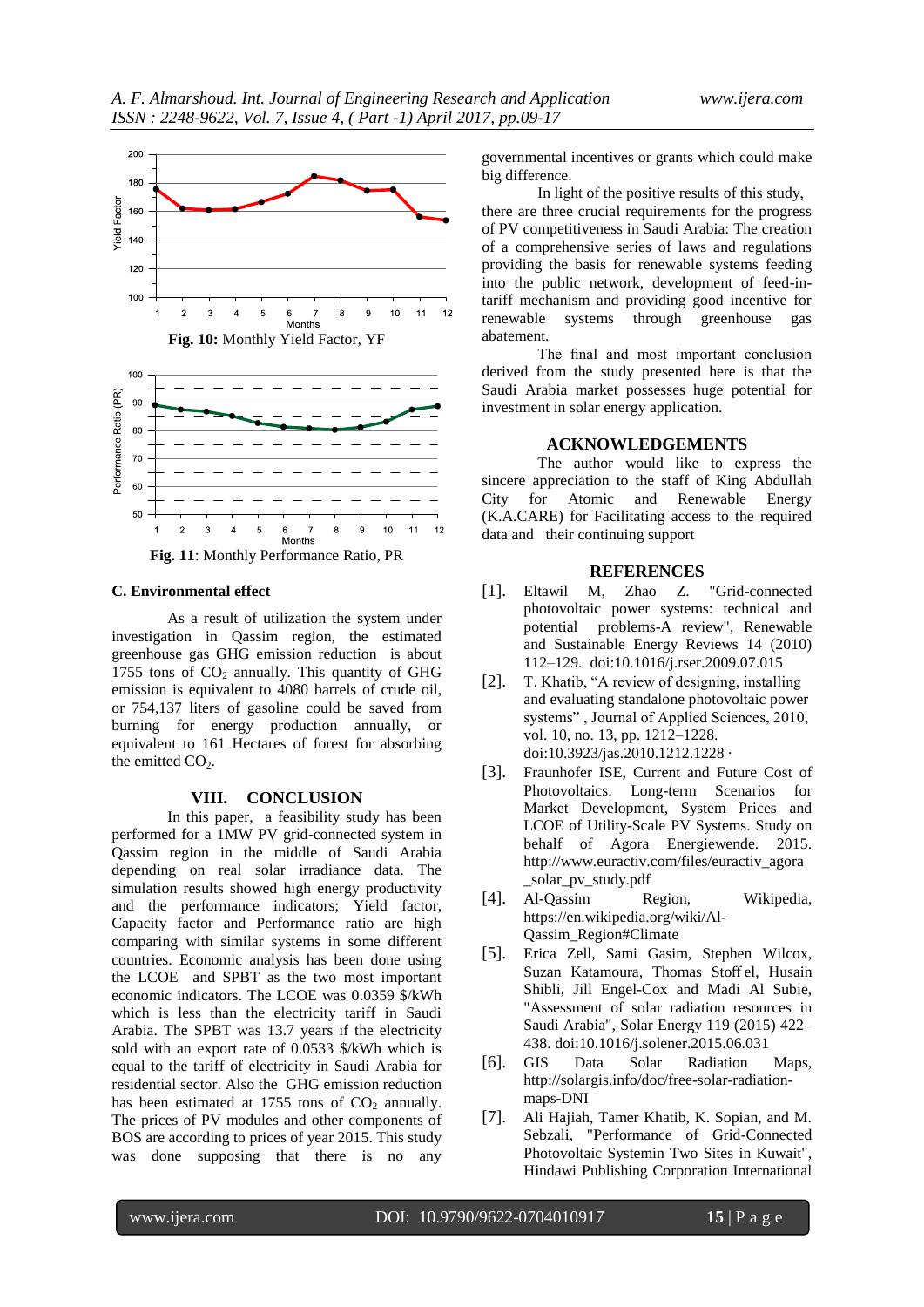**Fig. 10:** Monthly Yield Factor, YF

**Fig. 11**: Monthly Performance Ratio, PR

### C. Environmental effect

As a result of utilization the system under investigation in Qassim region, the estimated greenhouse gas GHG emission reduction is about 1755 tons of $CO_2$ annually. This quantity of GHG emission is equivalent to 4080 barrels of crude oil, or 754,137 liters of gasoline could be saved from burning for energy production annually, or equivalent to 161 Hectares of forest for absorbing the emitted $CO_2$.

## VIII. CONCLUSION

In this paper, a feasibility study has been performed for a 1MW PV grid-connected system in Qassim region in the middle of Saudi Arabia depending on real solar irradiance data. The simulation results showed high energy productivity and the performance indicators; Yield factor, Capacity factor and Performance ratio are high comparing with similar systems in some different countries. Economic analysis has been done using the LCOE and SPBT as the two most important economic indicators. The LCOE was 0.0359 $/kWh which is less than the electricity tariff in Saudi Arabia. The SPBT was 13.7 years if the electricity sold with an export rate of 0.0533 $/kWh which is equal to the tariff of electricity in Saudi Arabia for residential sector. Also the GHG emission reduction has been estimated at 1755 tons of $CO_2$ annually. The prices of PV modules and other components of BOS are according to prices of year 2015. This study was done supposing that there is no any governmental incentives or grants which could make big difference.

In light of the positive results of this study, there are three crucial requirements for the progress of PV competitiveness in Saudi Arabia: The creation of a comprehensive series of laws and regulations providing the basis for renewable systems feeding into the public network, development of feed-in-tariff mechanism and providing good incentive for renewable systems through greenhouse gas abatement.

The final and most important conclusion derived from the study presented here is that the Saudi Arabia market possesses huge potential for investment in solar energy application.

## ACKNOWLEDGEMENTS

The author would like to express the sincere appreciation to the staff of King Abdullah City for Atomic and Renewable Energy (K.A.CARE) for Facilitating access to the required data and their continuing support

## REFERENCES

[1]. Eltawil M, Zhao Z. "Grid-connected photovoltaic power systems: technical and potential problems-A review", Renewable and Sustainable Energy Reviews 14 (2010) 112–129. doi:10.1016/j.rser.2009.07.015

[2]. T. Khatib, "A review of designing, installing and evaluating standalone photovoltaic power systems" , Journal of Applied Sciences, 2010, vol. 10, no. 13, pp. 1212–1228. doi:10.3923/jas.2010.1212.1228 ·

[3]. Fraunhofer ISE, Current and Future Cost of Photovoltaics. Long-term Scenarios for Market Development, System Prices and LCOE of Utility-Scale PV Systems. Study on behalf of Agora Energiewende. 2015. http://www.euractiv.com/files/euractiv_agora_solar_pv_study.pdf

[4]. Al-Qassim Region, Wikipedia, https://en.wikipedia.org/wiki/Al-Qassim_Region#Climate

[5]. Erica Zell, Sami Gasim, Stephen Wilcox, Suzan Katamoura, Thomas Stoff el, Husain Shibli, Jill Engel-Cox and Madi Al Subie, "Assessment of solar radiation resources in Saudi Arabia", Solar Energy 119 (2015) 422–438. doi:10.1016/j.solener.2015.06.031

[6]. GIS Data Solar Radiation Maps, http://solargis.info/doc/free-solar-radiation-maps-DNI

[7]. Ali Hajiah, Tamer Khatib, K. Sopian, and M. Sebzali, "Performance of Grid-Connected Photovoltaic Systemin Two Sites in Kuwait", Hindawi Publishing Corporation International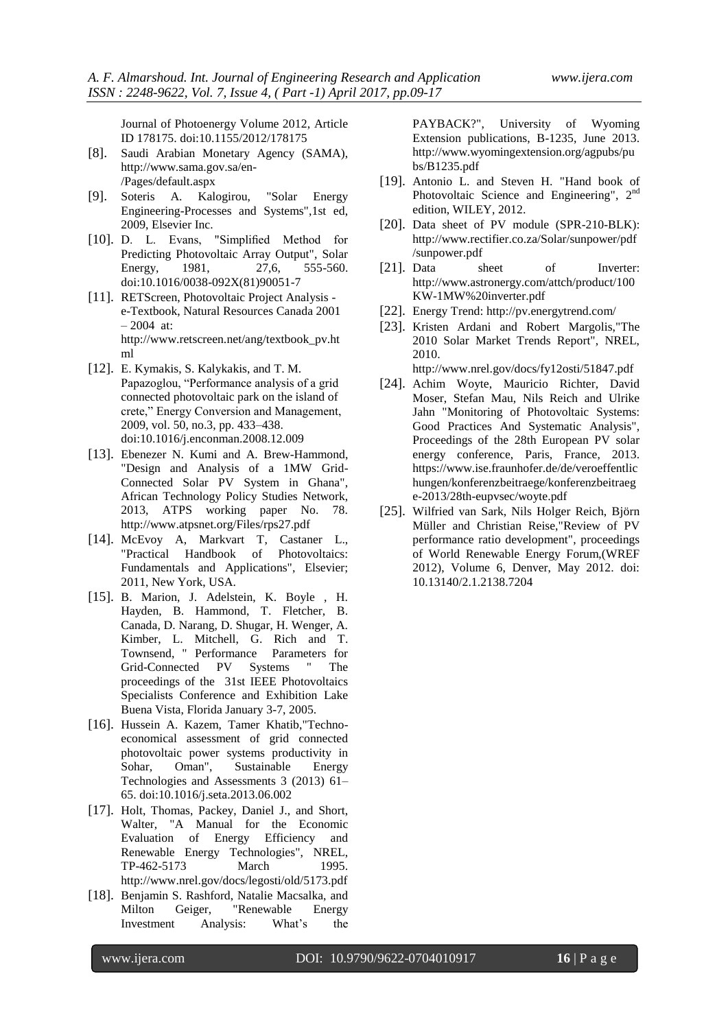Journal of Photoenergy Volume 2012, Article ID 178175. doi:10.1155/2012/178175

[8]. Saudi Arabian Monetary Agency (SAMA), http://www.sama.gov.sa/en-/Pages/default.aspx

[9]. Soteris A. Kalogirou, "Solar Energy Engineering-Processes and Systems",1st ed, 2009, Elsevier Inc.

[10]. D. L. Evans, "Simplified Method for Predicting Photovoltaic Array Output", Solar Energy, 1981, 27,6, 555-560. doi:10.1016/0038-092X(81)90051-7

[11]. RETScreen, Photovoltaic Project Analysis - e-Textbook, Natural Resources Canada 2001 – 2004 at: http://www.retscreen.net/ang/textbook_pv.html

[12]. E. Kymakis, S. Kalykakis, and T. M. Papazoglou, "Performance analysis of a grid connected photovoltaic park on the island of crete," Energy Conversion and Management, 2009, vol. 50, no.3, pp. 433–438. doi:10.1016/j.enconman.2008.12.009

[13]. Ebenezer N. Kumi and A. Brew-Hammond, "Design and Analysis of a 1MW Grid-Connected Solar PV System in Ghana", African Technology Policy Studies Network, 2013, ATPS working paper No. 78. http://www.atpsnet.org/Files/rps27.pdf

[14]. McEvoy A, Markvart T, Castaner L., "Practical Handbook of Photovoltaics: Fundamentals and Applications", Elsevier; 2011, New York, USA.

[15]. B. Marion, J. Adelstein, K. Boyle , H. Hayden, B. Hammond, T. Fletcher, B. Canada, D. Narang, D. Shugar, H. Wenger, A. Kimber, L. Mitchell, G. Rich and T. Townsend, " Performance Parameters for Grid-Connected PV Systems " The proceedings of the 31st IEEE Photovoltaics Specialists Conference and Exhibition Lake Buena Vista, Florida January 3-7, 2005.

[16]. Hussein A. Kazem, Tamer Khatib,"Techno-economical assessment of grid connected photovoltaic power systems productivity in Sohar, Oman", Sustainable Energy Technologies and Assessments 3 (2013) 61–65. doi:10.1016/j.seta.2013.06.002

[17]. Holt, Thomas, Packey, Daniel J., and Short, Walter, "A Manual for the Economic Evaluation of Energy Efficiency and Renewable Energy Technologies", NREL, TP-462-5173 March 1995. http://www.nrel.gov/docs/legosti/old/5173.pdf

[18]. Benjamin S. Rashford, Natalie Macsalka, and Milton Geiger, "Renewable Energy Investment Analysis: What's the PAYBACK?", University of Wyoming Extension publications, B-1235, June 2013. http://www.wyomingextension.org/agpubs/pubs/B1235.pdf

[19]. Antonio L. and Steven H. "Hand book of Photovoltaic Science and Engineering", 2nd edition, WILEY, 2012.

[20]. Data sheet of PV module (SPR-210-BLK): http://www.rectifier.co.za/Solar/sunpower/pdf/sunpower.pdf

[21]. Data sheet of Inverter: http://www.astronergy.com/attch/product/100KW-1MW%20inverter.pdf

[22]. Energy Trend: http://pv.energytrend.com/

[23]. Kristen Ardani and Robert Margolis,"The 2010 Solar Market Trends Report", NREL, 2010. http://www.nrel.gov/docs/fy12osti/51847.pdf

[24]. Achim Woyte, Mauricio Richter, David Moser, Stefan Mau, Nils Reich and Ulrike Jahn "Monitoring of Photovoltaic Systems: Good Practices And Systematic Analysis", Proceedings of the 28th European PV solar energy conference, Paris, France, 2013. https://www.ise.fraunhofer.de/de/veroeffentlichungen/konferenzbeitraege/konferenzbeitraege-2013/28th-eupvsec/woyte.pdf

[25]. Wilfried van Sark, Nils Holger Reich, Björn Müller and Christian Reise,"Review of PV performance ratio development", proceedings of World Renewable Energy Forum,(WREF 2012), Volume 6, Denver, May 2012. doi: 10.13140/2.1.2138.7204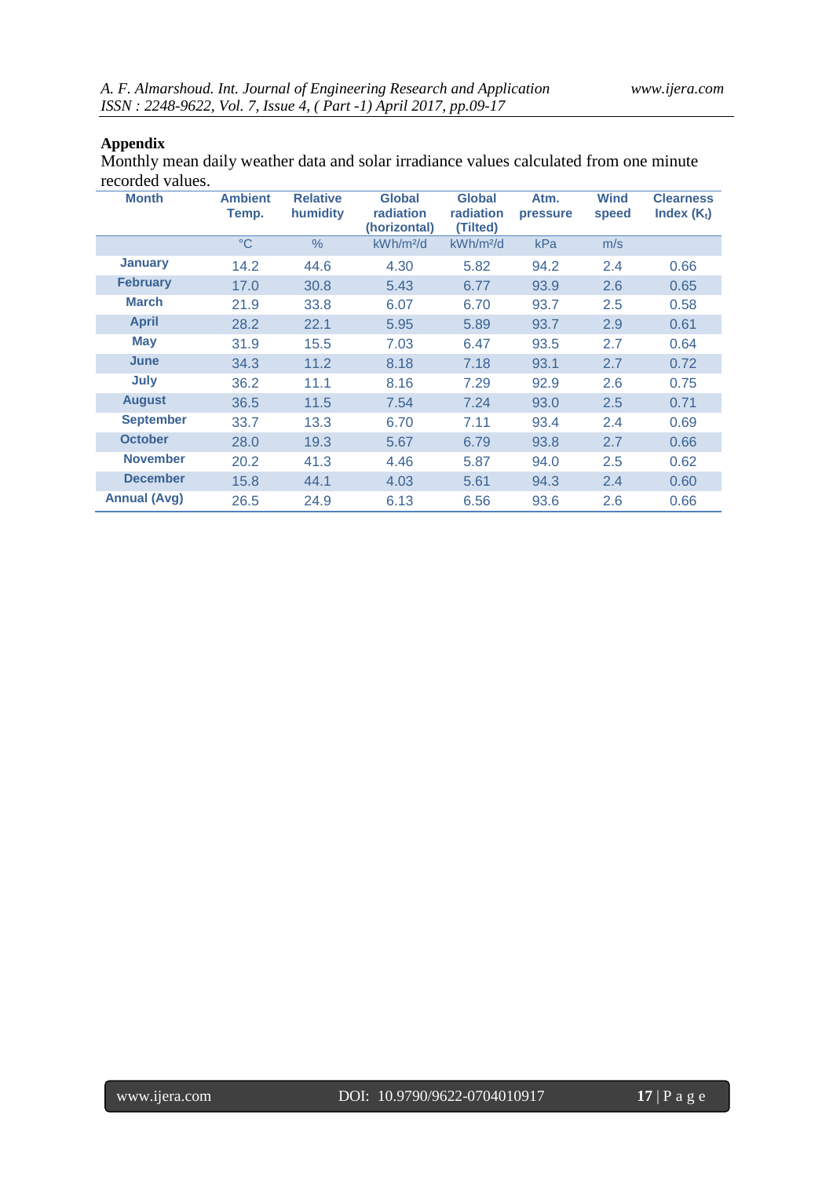**Appendix**

Monthly mean daily weather data and solar irradiance values calculated from one minute recorded values.

| Month | Ambient Temp. | Relative humidity | Global radiation (horizontal) | Global radiation (Tilted) | Atm. pressure | Wind speed | Clearness Index ($K_t$) |
|---|---|---|---|---|---|---|---|
| | °C | % | kWh/m²/d | kWh/m²/d | kPa | m/s | |
| January | 14.2 | 44.6 | 4.30 | 5.82 | 94.2 | 2.4 | 0.66 |
| February | 17.0 | 30.8 | 5.43 | 6.77 | 93.9 | 2.6 | 0.65 |
| March | 21.9 | 33.8 | 6.07 | 6.70 | 93.7 | 2.5 | 0.58 |
| April | 28.2 | 22.1 | 5.95 | 5.89 | 93.7 | 2.9 | 0.61 |
| May | 31.9 | 15.5 | 7.03 | 6.47 | 93.5 | 2.7 | 0.64 |
| June | 34.3 | 11.2 | 8.18 | 7.18 | 93.1 | 2.7 | 0.72 |
| July | 36.2 | 11.1 | 8.16 | 7.29 | 92.9 | 2.6 | 0.75 |
| August | 36.5 | 11.5 | 7.54 | 7.24 | 93.0 | 2.5 | 0.71 |
| September | 33.7 | 13.3 | 6.70 | 7.11 | 93.4 | 2.4 | 0.69 |
| October | 28.0 | 19.3 | 5.67 | 6.79 | 93.8 | 2.7 | 0.66 |
| November | 20.2 | 41.3 | 4.46 | 5.87 | 94.0 | 2.5 | 0.62 |
| December | 15.8 | 44.1 | 4.03 | 5.61 | 94.3 | 2.4 | 0.60 |
| Annual (Avg) | 26.5 | 24.9 | 6.13 | 6.56 | 93.6 | 2.6 | 0.66 |